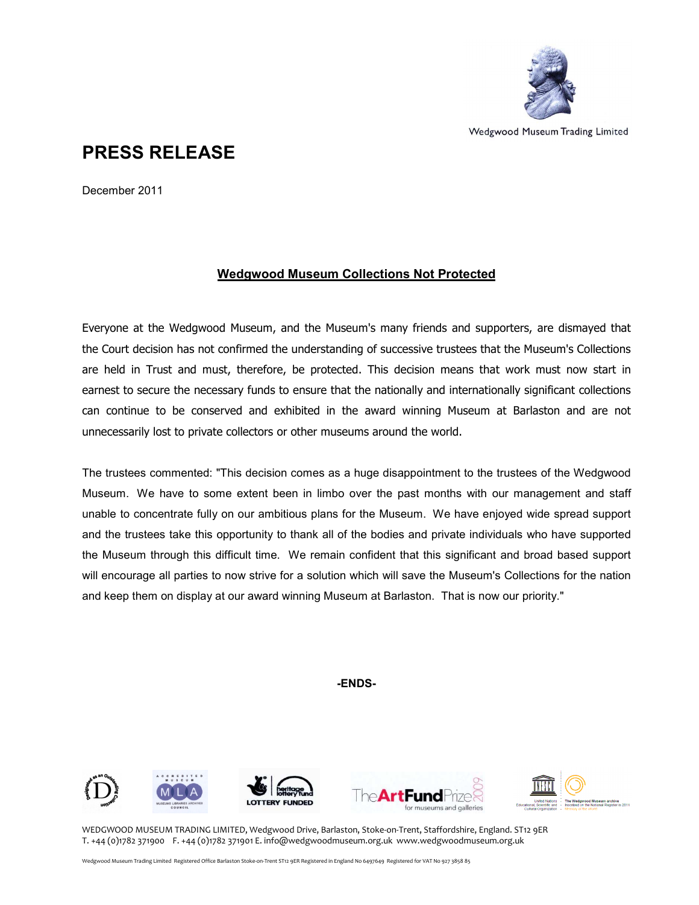Wedgwood Museum Trading Limited

# PRESS RELEASE

December 2011

## Wedgwood Museum Collections Not Protected

Everyone at the Wedgwood Museum, and the Museum's many friends and supporters, are dismayed that the Court decision has not confirmed the understanding of successive trustees that the Museum's Collections are held in Trust and must, therefore, be protected. This decision means that work must now start in earnest to secure the necessary funds to ensure that the nationally and internationally significant collections can continue to be conserved and exhibited in the award winning Museum at Barlaston and are not unnecessarily lost to private collectors or other museums around the world.

The trustees commented: "This decision comes as a huge disappointment to the trustees of the Wedgwood Museum. We have to some extent been in limbo over the past months with our management and staff unable to concentrate fully on our ambitious plans for the Museum. We have enjoyed wide spread support and the trustees take this opportunity to thank all of the bodies and private individuals who have supported the Museum through this difficult time. We remain confident that this significant and broad based support will encourage all parties to now strive for a solution which will save the Museum's Collections for the nation and keep them on display at our award winning Museum at Barlaston. That is now our priority."

**-ENDS-**

WEDGWOOD MUSEUM TRADING LIMITED, Wedgwood Drive, Barlaston, Stoke-on-Trent, Staffordshire, England. ST12 9ER
T. +44 (0)1782 371900 F. +44 (0)1782 371901 E. info@wedgwoodmuseum.org.uk www.wedgwoodmuseum.org.uk

Wedgwood Museum Trading Limited Registered Office Barlaston Stoke-on-Trent ST12 9ER Registered in England No 6497649 Registered for VAT No 927 3858 85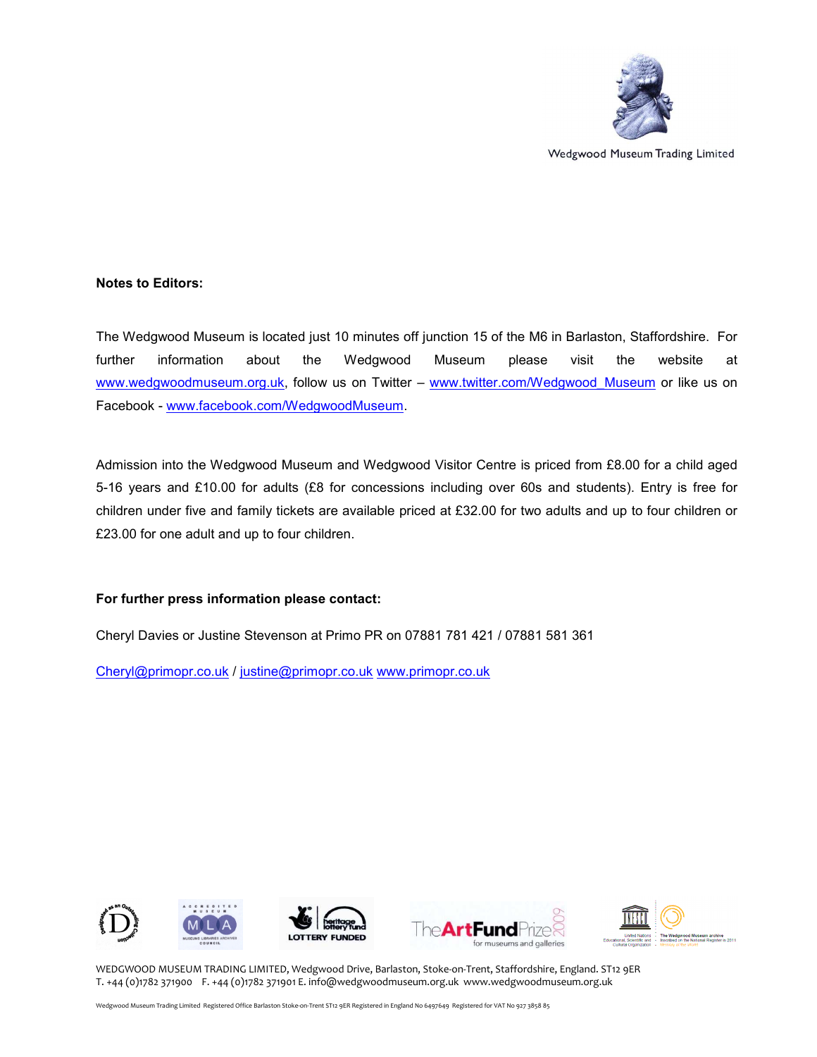Wedgwood Museum Trading Limited

**Notes to Editors:**

The Wedgwood Museum is located just 10 minutes off junction 15 of the M6 in Barlaston, Staffordshire. For further information about the Wedgwood Museum please visit the website at www.wedgwoodmuseum.org.uk, follow us on Twitter – www.twitter.com/Wedgwood_Museum or like us on Facebook - www.facebook.com/WedgwoodMuseum.

Admission into the Wedgwood Museum and Wedgwood Visitor Centre is priced from £8.00 for a child aged 5-16 years and £10.00 for adults (£8 for concessions including over 60s and students). Entry is free for children under five and family tickets are available priced at £32.00 for two adults and up to four children or £23.00 for one adult and up to four children.

**For further press information please contact:**

Cheryl Davies or Justine Stevenson at Primo PR on 07881 781 421 / 07881 581 361

Cheryl@primopr.co.uk / justine@primopr.co.uk www.primopr.co.uk

WEDGWOOD MUSEUM TRADING LIMITED, Wedgwood Drive, Barlaston, Stoke-on-Trent, Staffordshire, England. ST12 9ER
T. +44 (0)1782 371900 F. +44 (0)1782 371901 E. info@wedgwoodmuseum.org.uk www.wedgwoodmuseum.org.uk

Wedgwood Museum Trading Limited Registered Office Barlaston Stoke-on-Trent ST12 9ER Registered in England No 6497649 Registered for VAT No 927 3858 85